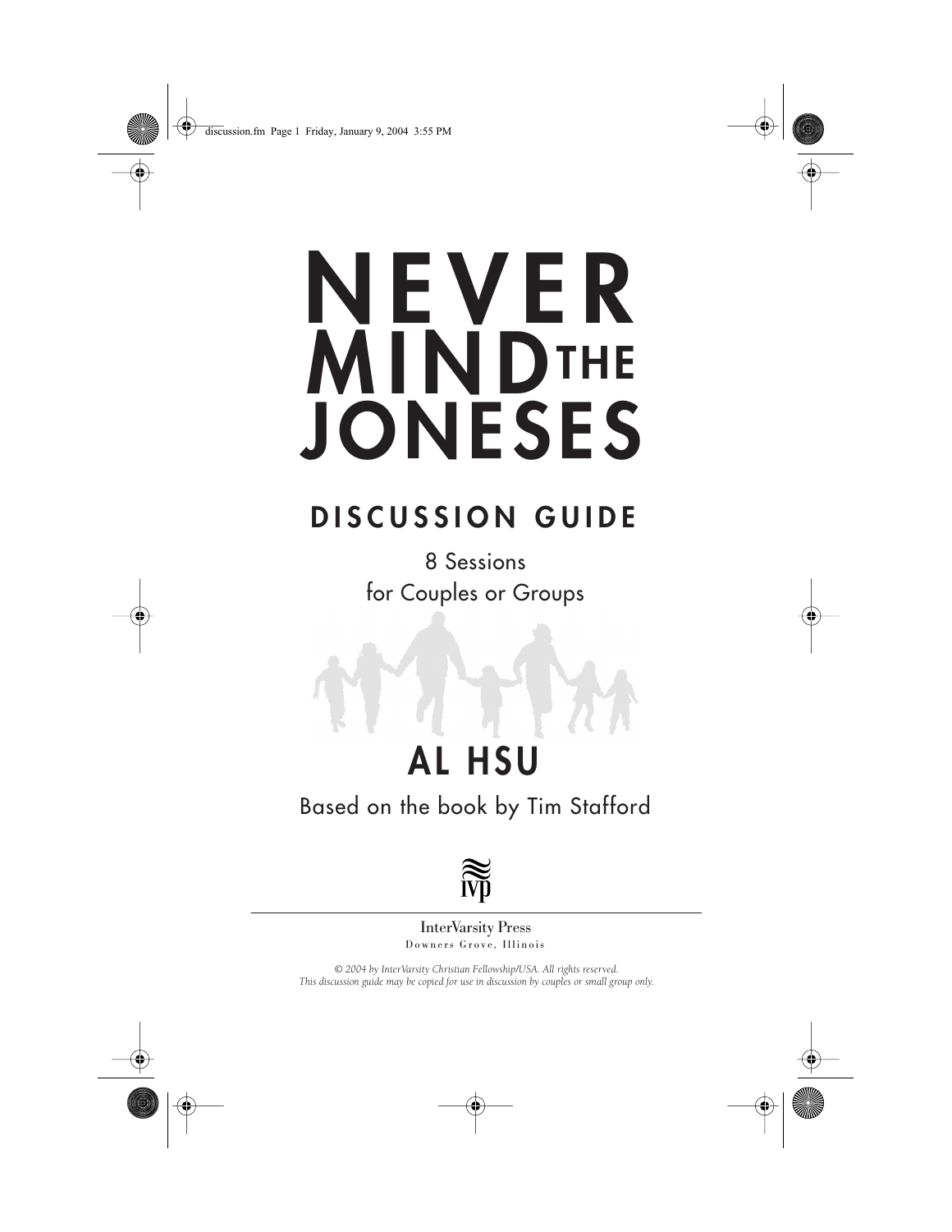# NEVER MIND THE JONESES

## DISCUSSION GUIDE

8 Sessions
for Couples or Groups

## AL HSU

Based on the book by Tim Stafford

InterVarsity Press
Downers Grove, Illinois

*© 2004 by InterVarsity Christian Fellowship/USA. All rights reserved.*
*This discussion guide may be copied for use in discussion by couples or small group only.*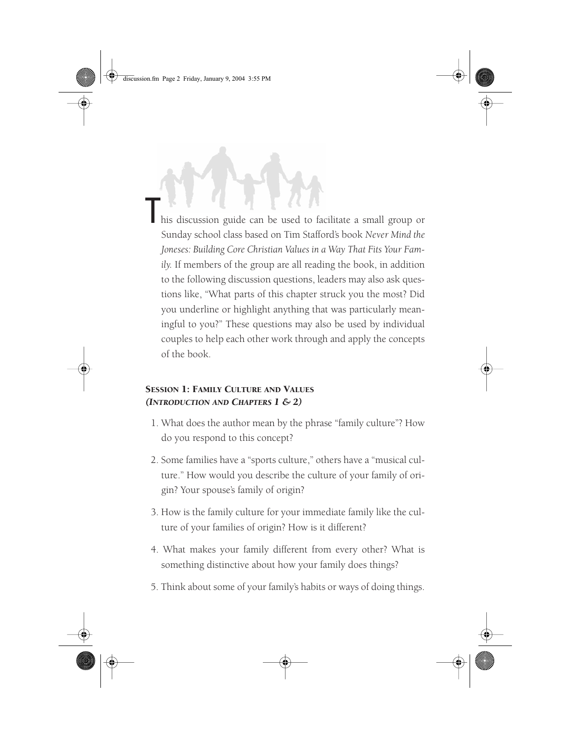This discussion guide can be used to facilitate a small group or Sunday school class based on Tim Stafford's book *Never Mind the Joneses: Building Core Christian Values in a Way That Fits Your Family.* If members of the group are all reading the book, in addition to the following discussion questions, leaders may also ask questions like, "What parts of this chapter struck you the most? Did you underline or highlight anything that was particularly meaningful to you?" These questions may also be used by individual couples to help each other work through and apply the concepts of the book.

### SESSION 1: FAMILY CULTURE AND VALUES
### *(INTRODUCTION AND CHAPTERS 1 & 2)*

1. What does the author mean by the phrase "family culture"? How do you respond to this concept?

2. Some families have a "sports culture," others have a "musical culture." How would you describe the culture of your family of origin? Your spouse's family of origin?

3. How is the family culture for your immediate family like the culture of your families of origin? How is it different?

4. What makes your family different from every other? What is something distinctive about how your family does things?

5. Think about some of your family's habits or ways of doing things.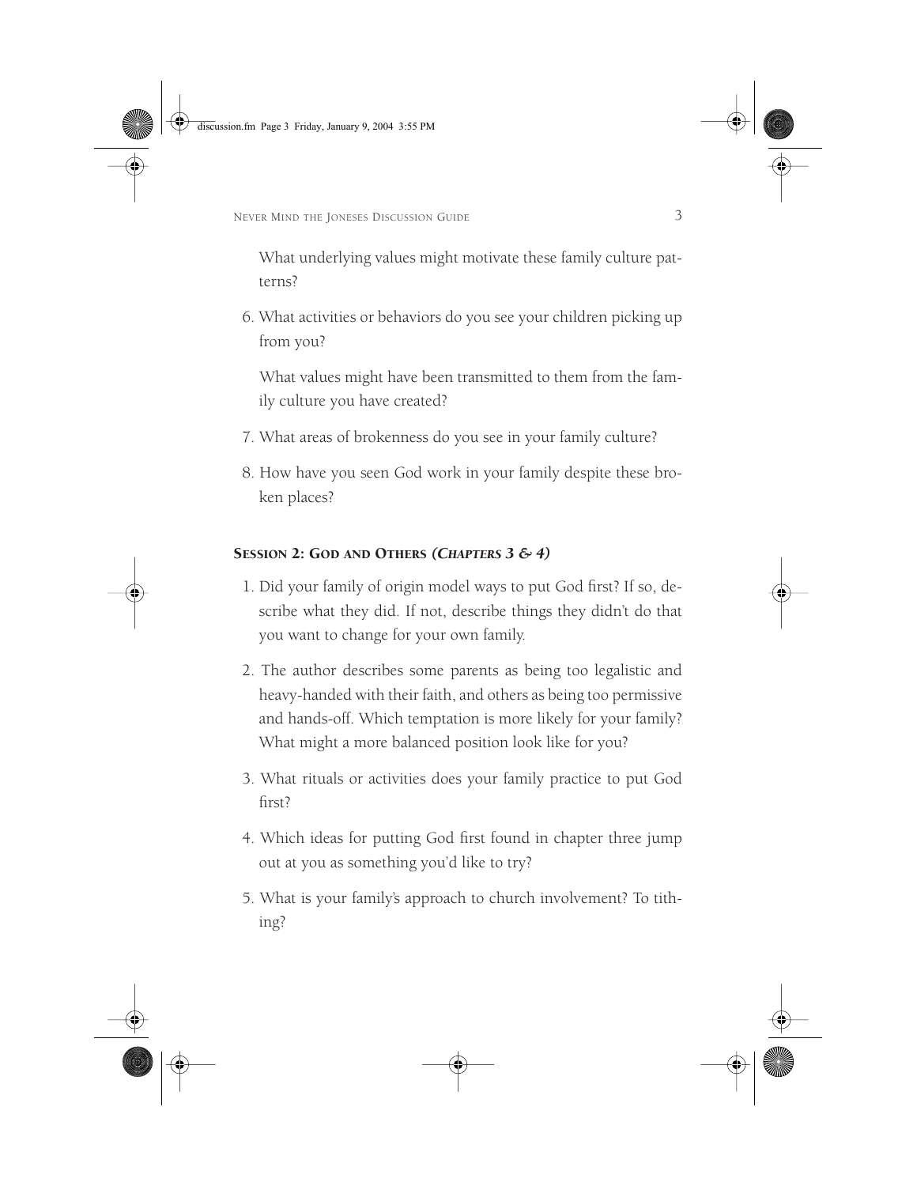What underlying values might motivate these family culture patterns?

6. What activities or behaviors do you see your children picking up from you?

   What values might have been transmitted to them from the family culture you have created?

7. What areas of brokenness do you see in your family culture?

8. How have you seen God work in your family despite these broken places?

### SESSION 2: GOD AND OTHERS *(CHAPTERS 3 & 4)*

1. Did your family of origin model ways to put God first? If so, describe what they did. If not, describe things they didn't do that you want to change for your own family.

2. The author describes some parents as being too legalistic and heavy-handed with their faith, and others as being too permissive and hands-off. Which temptation is more likely for your family? What might a more balanced position look like for you?

3. What rituals or activities does your family practice to put God first?

4. Which ideas for putting God first found in chapter three jump out at you as something you'd like to try?

5. What is your family's approach to church involvement? To tithing?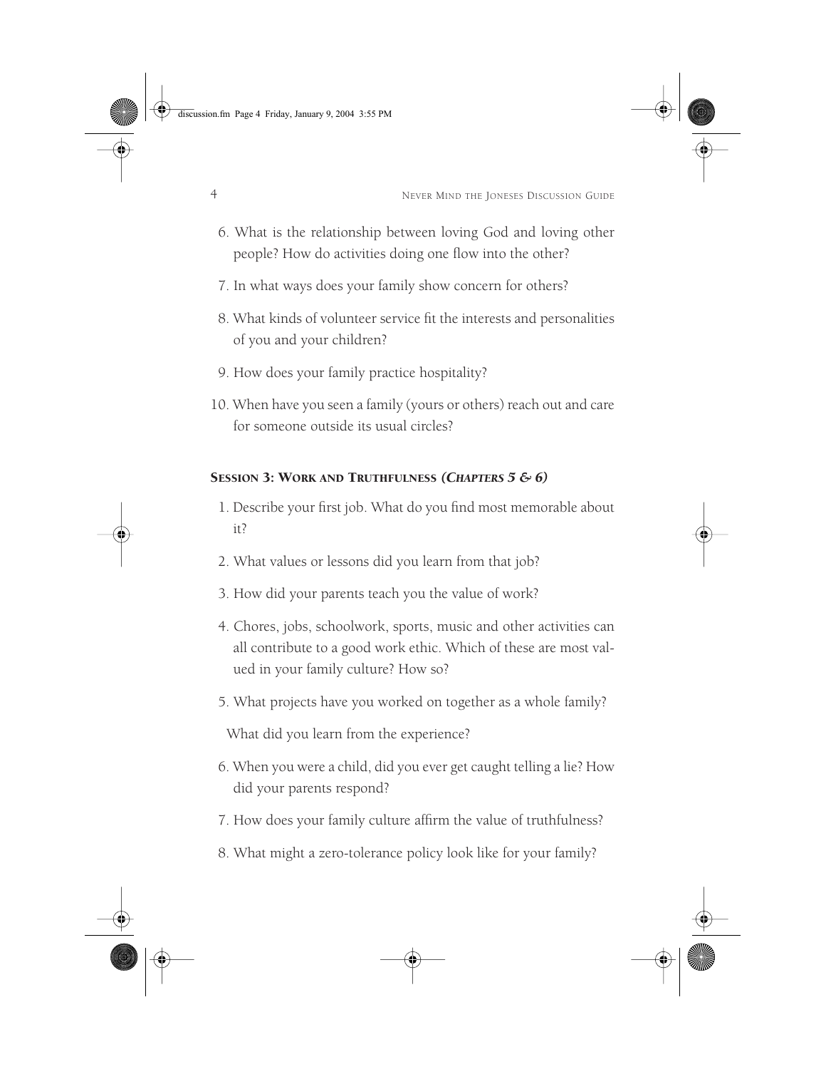6. What is the relationship between loving God and loving other people? How do activities doing one flow into the other?

7. In what ways does your family show concern for others?

8. What kinds of volunteer service fit the interests and personalities of you and your children?

9. How does your family practice hospitality?

10. When have you seen a family (yours or others) reach out and care for someone outside its usual circles?

### Session 3: Work and Truthfulness *(Chapters 5 & 6)*

1. Describe your first job. What do you find most memorable about it?

2. What values or lessons did you learn from that job?

3. How did your parents teach you the value of work?

4. Chores, jobs, schoolwork, sports, music and other activities can all contribute to a good work ethic. Which of these are most valued in your family culture? How so?

5. What projects have you worked on together as a whole family?

   What did you learn from the experience?

6. When you were a child, did you ever get caught telling a lie? How did your parents respond?

7. How does your family culture affirm the value of truthfulness?

8. What might a zero-tolerance policy look like for your family?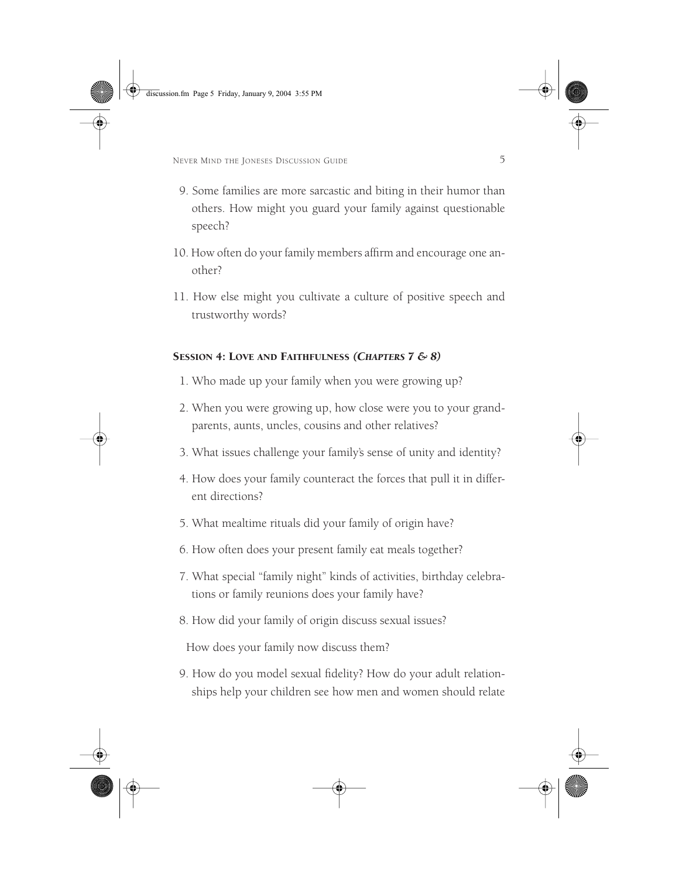9. Some families are more sarcastic and biting in their humor than others. How might you guard your family against questionable speech?

10. How often do your family members affirm and encourage one another?

11. How else might you cultivate a culture of positive speech and trustworthy words?

### **Session 4: Love and Faithfulness** *(Chapters 7 & 8)*

1. Who made up your family when you were growing up?

2. When you were growing up, how close were you to your grandparents, aunts, uncles, cousins and other relatives?

3. What issues challenge your family's sense of unity and identity?

4. How does your family counteract the forces that pull it in different directions?

5. What mealtime rituals did your family of origin have?

6. How often does your present family eat meals together?

7. What special "family night" kinds of activities, birthday celebrations or family reunions does your family have?

8. How did your family of origin discuss sexual issues?

   How does your family now discuss them?

9. How do you model sexual fidelity? How do your adult relationships help your children see how men and women should relate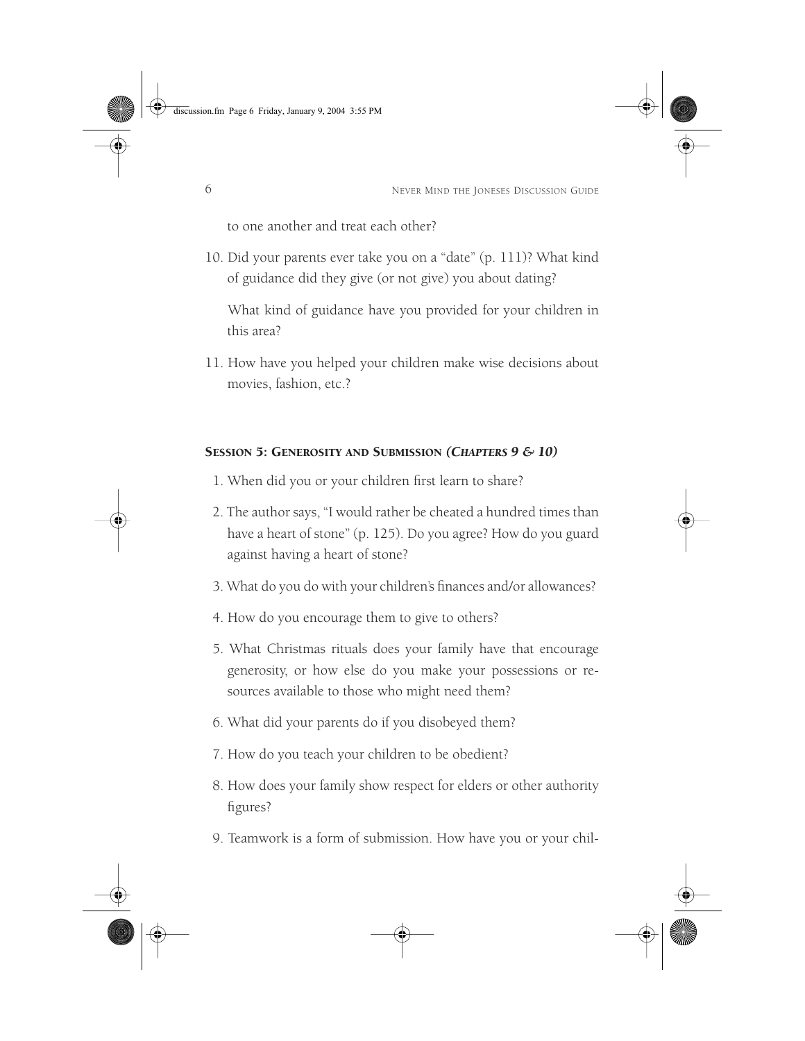to one another and treat each other?

10. Did your parents ever take you on a "date" (p. 111)? What kind of guidance did they give (or not give) you about dating?

    What kind of guidance have you provided for your children in this area?

11. How have you helped your children make wise decisions about movies, fashion, etc.?

## Session 5: Generosity and Submission *(Chapters 9 & 10)*

1. When did you or your children first learn to share?
2. The author says, "I would rather be cheated a hundred times than have a heart of stone" (p. 125). Do you agree? How do you guard against having a heart of stone?
3. What do you do with your children's finances and/or allowances?
4. How do you encourage them to give to others?
5. What Christmas rituals does your family have that encourage generosity, or how else do you make your possessions or resources available to those who might need them?
6. What did your parents do if you disobeyed them?
7. How do you teach your children to be obedient?
8. How does your family show respect for elders or other authority figures?
9. Teamwork is a form of submission. How have you or your chil-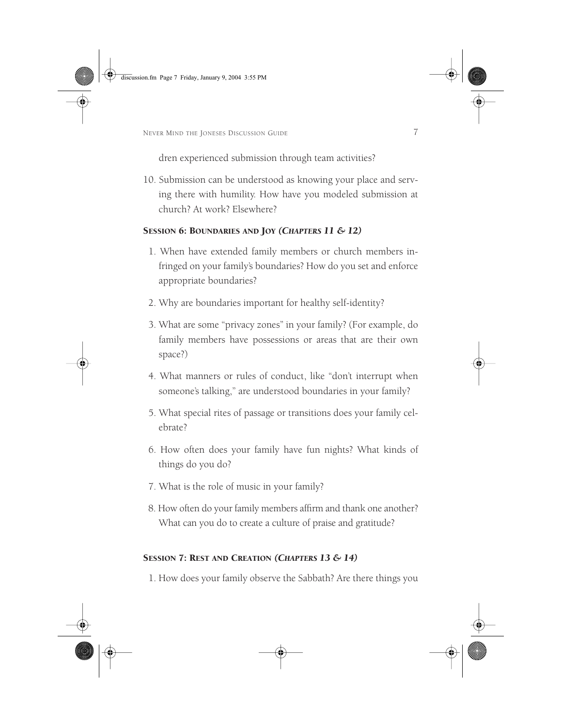dren experienced submission through team activities?

10. Submission can be understood as knowing your place and serving there with humility. How have you modeled submission at church? At work? Elsewhere?

### Session 6: Boundaries and Joy *(Chapters 11 & 12)*

1. When have extended family members or church members infringed on your family's boundaries? How do you set and enforce appropriate boundaries?
2. Why are boundaries important for healthy self-identity?
3. What are some "privacy zones" in your family? (For example, do family members have possessions or areas that are their own space?)
4. What manners or rules of conduct, like "don't interrupt when someone's talking," are understood boundaries in your family?
5. What special rites of passage or transitions does your family celebrate?
6. How often does your family have fun nights? What kinds of things do you do?
7. What is the role of music in your family?
8. How often do your family members affirm and thank one another? What can you do to create a culture of praise and gratitude?

### Session 7: Rest and Creation *(Chapters 13 & 14)*

1. How does your family observe the Sabbath? Are there things you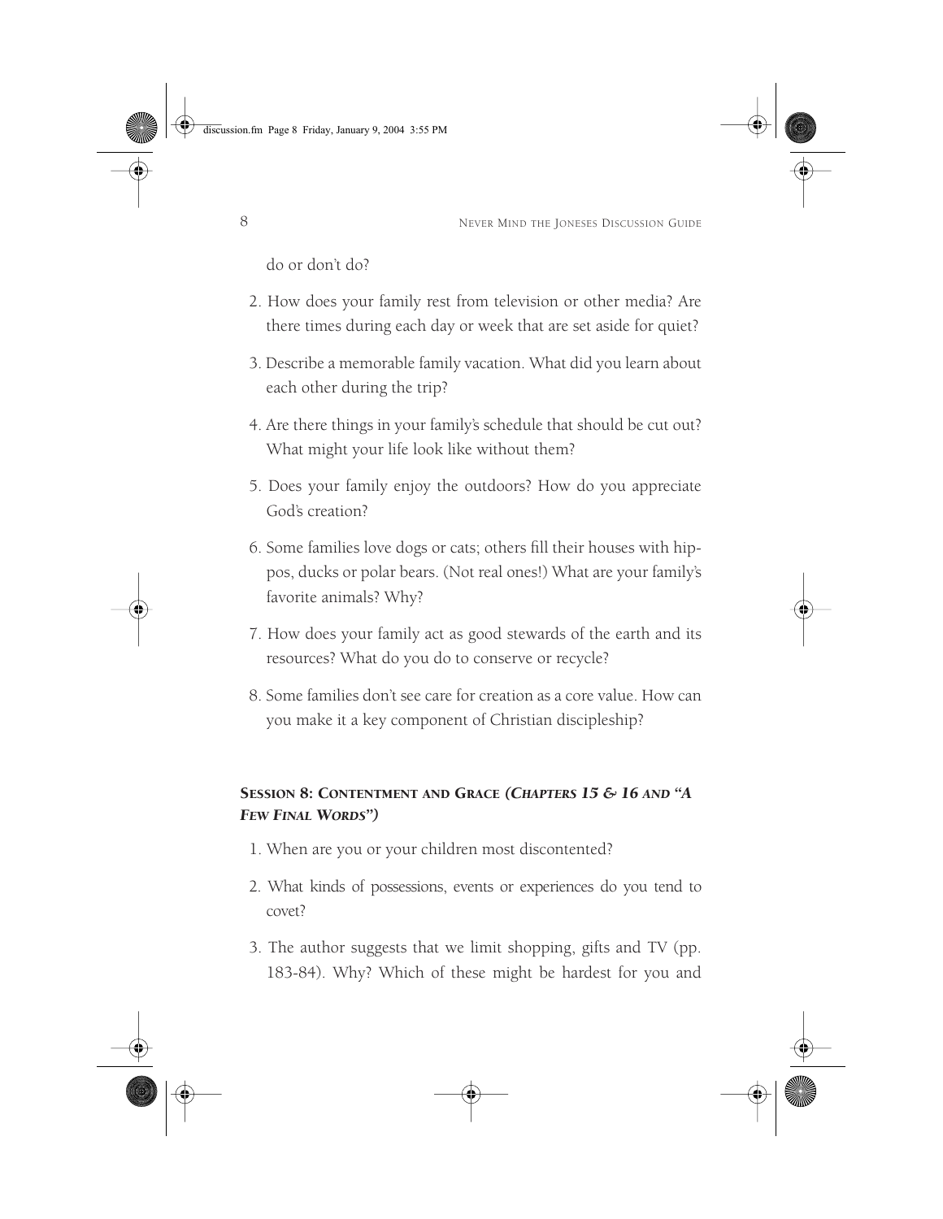do or don't do?

2. How does your family rest from television or other media? Are there times during each day or week that are set aside for quiet?
3. Describe a memorable family vacation. What did you learn about each other during the trip?
4. Are there things in your family's schedule that should be cut out? What might your life look like without them?
5. Does your family enjoy the outdoors? How do you appreciate God's creation?
6. Some families love dogs or cats; others fill their houses with hippos, ducks or polar bears. (Not real ones!) What are your family's favorite animals? Why?
7. How does your family act as good stewards of the earth and its resources? What do you do to conserve or recycle?
8. Some families don't see care for creation as a core value. How can you make it a key component of Christian discipleship?

### Session 8: Contentment and Grace *(Chapters 15 & 16 and "A Few Final Words")*

1. When are you or your children most discontented?
2. What kinds of possessions, events or experiences do you tend to covet?
3. The author suggests that we limit shopping, gifts and TV (pp. 183-84). Why? Which of these might be hardest for you and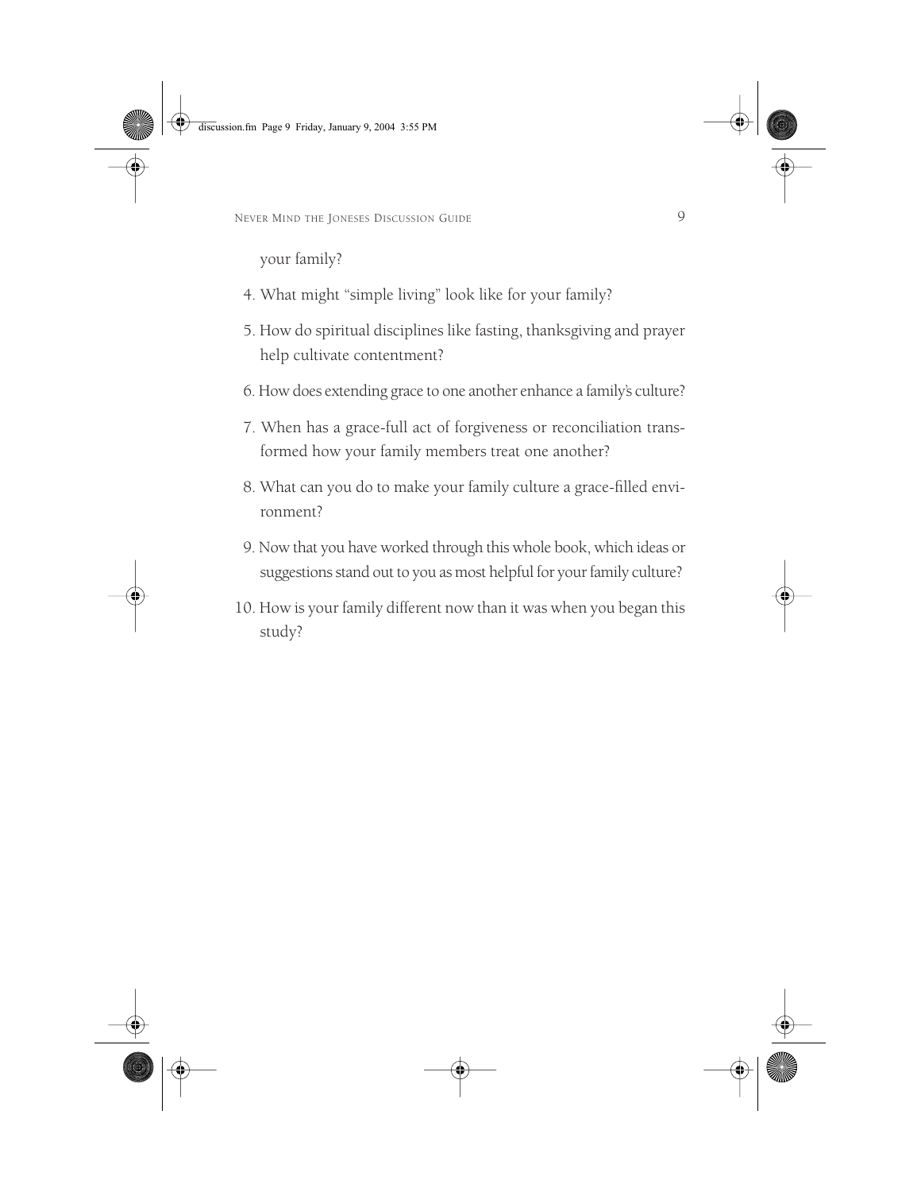your family?

4. What might "simple living" look like for your family?
5. How do spiritual disciplines like fasting, thanksgiving and prayer help cultivate contentment?
6. How does extending grace to one another enhance a family's culture?
7. When has a grace-full act of forgiveness or reconciliation transformed how your family members treat one another?
8. What can you do to make your family culture a grace-filled environment?
9. Now that you have worked through this whole book, which ideas or suggestions stand out to you as most helpful for your family culture?
10. How is your family different now than it was when you began this study?